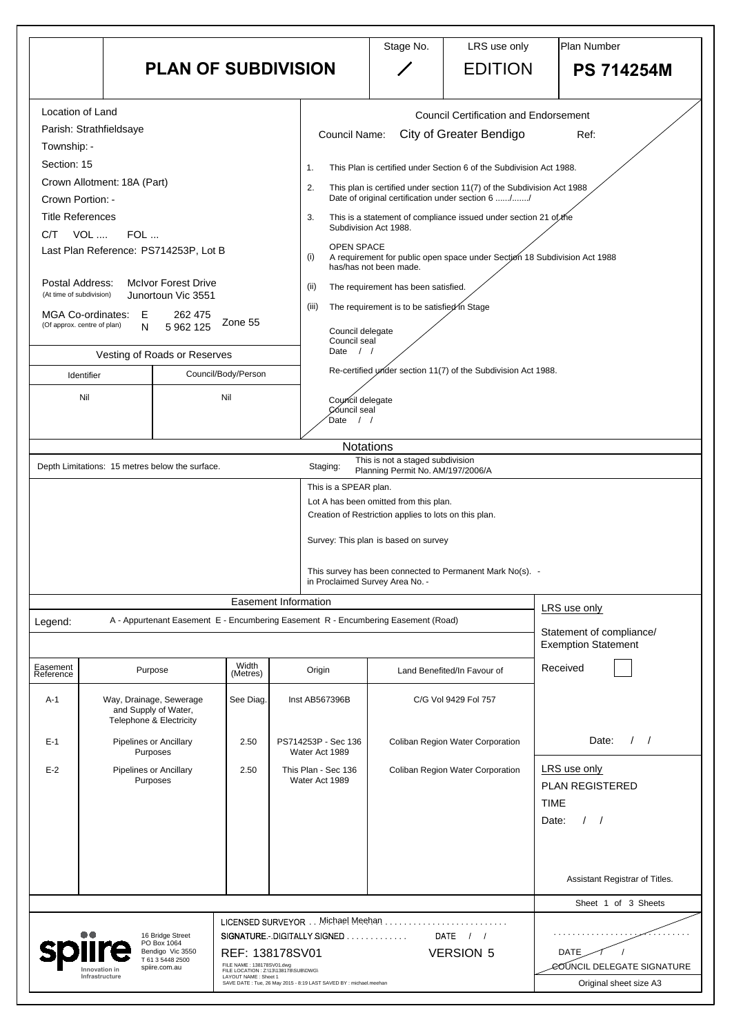# PLAN OF SUBDIVISION

| Stage No. | LRS use only | Plan Number |
|---|---|---|
| / | EDITION | **PS 714254M** |

**Location of Land**

Parish: Strathfieldsaye
Township: -
Section: 15
Crown Allotment: 18A (Part)
Crown Portion: -
Title References
C/T VOL .... FOL ...
Last Plan Reference: PS714253P, Lot B

Postal Address: (At time of subdivision) McIvor Forest Drive Junortoun Vic 3551

MGA Co-ordinates: (Of approx. centre of plan) E 262 475 N 5 962 125 Zone 55

**Vesting of Roads or Reserves**

| Identifier | Council/Body/Person |
|---|---|
| Nil | Nil |

**Council Certification and Endorsement**

Council Name: City of Greater Bendigo Ref:

1. This Plan is certified under Section 6 of the Subdivision Act 1988.
2. This plan is certified under section 11(7) of the Subdivision Act 1988 Date of original certification under section 6 ....../......./
3. This is a statement of compliance issued under section 21 of the Subdivision Act 1988.

OPEN SPACE
(i) A requirement for public open space under Section 18 Subdivision Act 1988 has/has not been made.
(ii) The requirement has been satisfied.
(iii) The requirement is to be satisfied in Stage

Council delegate
Council seal
Date / /

Re-certified under section 11(7) of the Subdivision Act 1988.

Council delegate
Council seal
Date / /

## Notations

Depth Limitations: 15 metres below the surface.

Staging: This is not a staged subdivision
Planning Permit No. AM/197/2006/A

This is a SPEAR plan.
Lot A has been omitted from this plan.
Creation of Restriction applies to lots on this plan.

Survey: This plan is based on survey

This survey has been connected to Permanent Mark No(s). -
in Proclaimed Survey Area No. -

## Easement Information

Legend: A - Appurtenant Easement E - Encumbering Easement R - Encumbering Easement (Road)

| Easement Reference | Purpose | Width (Metres) | Origin | Land Benefited/In Favour of |
|---|---|---|---|---|
| A-1 | Way, Drainage, Sewerage and Supply of Water, Telephone & Electricity | See Diag. | Inst AB567396B | C/G Vol 9429 Fol 757 |
| E-1 | Pipelines or Ancillary Purposes | 2.50 | PS714253P - Sec 136 Water Act 1989 | Coliban Region Water Corporation |
| E-2 | Pipelines or Ancillary Purposes | 2.50 | This Plan - Sec 136 Water Act 1989 | Coliban Region Water Corporation |

LRS use only
Statement of compliance/ Exemption Statement
Received
Date: / /

LRS use only
PLAN REGISTERED
TIME
Date: / /

Assistant Registrar of Titles.

Sheet 1 of 3 Sheets

spiire — Innovation in Infrastructure
16 Bridge Street
PO Box 1064
Bendigo Vic 3550
T 61 3 5448 2500
spiire.com.au

LICENSED SURVEYOR Michael Meehan
SIGNATURE DIGITALLY SIGNED DATE / /
REF: 138178SV01 VERSION 5
FILE NAME : 138178SV01.dwg
FILE LOCATION : Z:\13\138178\SUB\DWG\
LAYOUT NAME : Sheet 1
SAVE DATE : Tue, 26 May 2015 - 8:19 LAST SAVED BY : michael.meehan

DATE / /
COUNCIL DELEGATE SIGNATURE
Original sheet size A3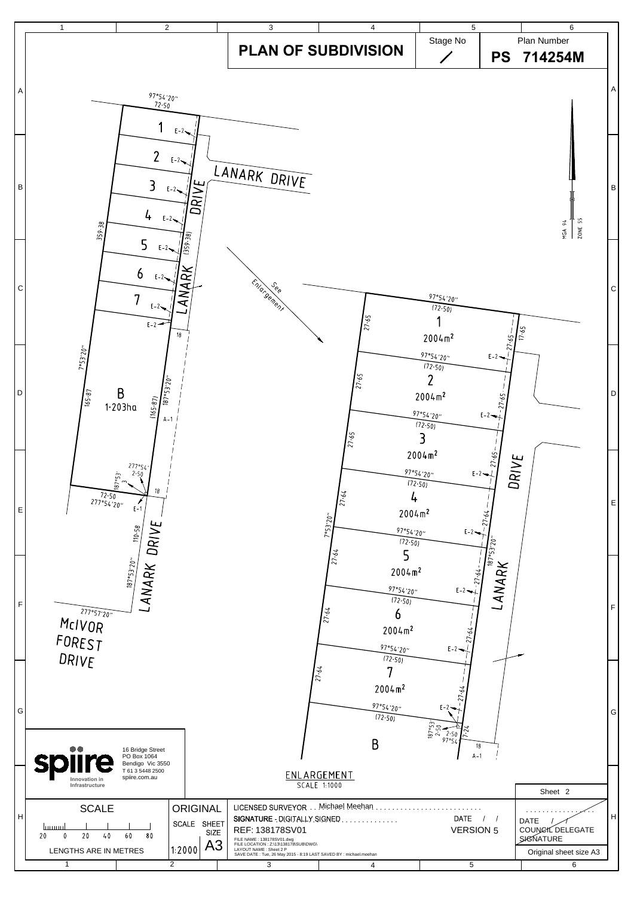# PLAN OF SUBDIVISION

Stage No: /

Plan Number: **PS 714254M**

MGA 94 ZONE 55

97°54'20"
72·50

1 E-2
2 E-2
3 E-2
4 E-2
5 E-2
6 E-2
7 E-2
E-2

359·38

(359·38)

LANARK DRIVE

18

7°53'20"

165·87

B
1·203ha

(165·87)

187°53'20"

A-1

277°54'
2·50
187°53'
3

72·50
277°54'20"

18

E-1

110·58

187°53'20"

LANARK DRIVE

277°57'20"

McIVOR FOREST DRIVE

See Enlargement

| Lot | Bearing | Length | Side | Area |
|---|---|---|---|---|
| 1 | 97°54'20" | (72·50) | 27·65 | 2004m² |
| 2 | 97°54'20" | (72·50) | 27·65 | 2004m² |
| 3 | 97°54'20" | (72·50) | 27·65 | 2004m² |
| 4 | 97°54'20" | (72·50) | 27·64 | 2004m² |
| 5 | 97°54'20" | (72·50) | 27·64 | 2004m² |
| 6 | 97°54'20" | (72·50) | 27·64 | 2004m² |
| 7 | 97°54'20" | (72·50) | 27·64 | 2004m² |

97°54'20"
(72·50)

17·65

7°53'20"

187°53'20"

E-2

LANARK DRIVE

187°53'
2·50
2·50
97°54'
7·24

18
A-1

B

ENLARGEMENT
SCALE 1:1000

16 Bridge Street
PO Box 1064
Bendigo Vic 3550
T 61 3 5448 2500
spiire.com.au

spiire Innovation in Infrastructure

SCALE

20 0 20 40 60 80

LENGTHS ARE IN METRES

ORIGINAL SCALE 1:2000

SHEET SIZE A3

LICENSED SURVEYOR . . Michael Meehan

SIGNATURE - DIGITALLY SIGNED

DATE / /

REF: 138178SV01

VERSION 5

FILE NAME : 138178SV01.dwg
FILE LOCATION : Z:\13\138178\SUB\DWG\
LAYOUT NAME : Sheet 2 P
SAVE DATE : Tue, 26 May 2015 - 8:19 LAST SAVED BY : michael.meehan

Sheet 2

DATE / /
COUNCIL DELEGATE SIGNATURE

Original sheet size A3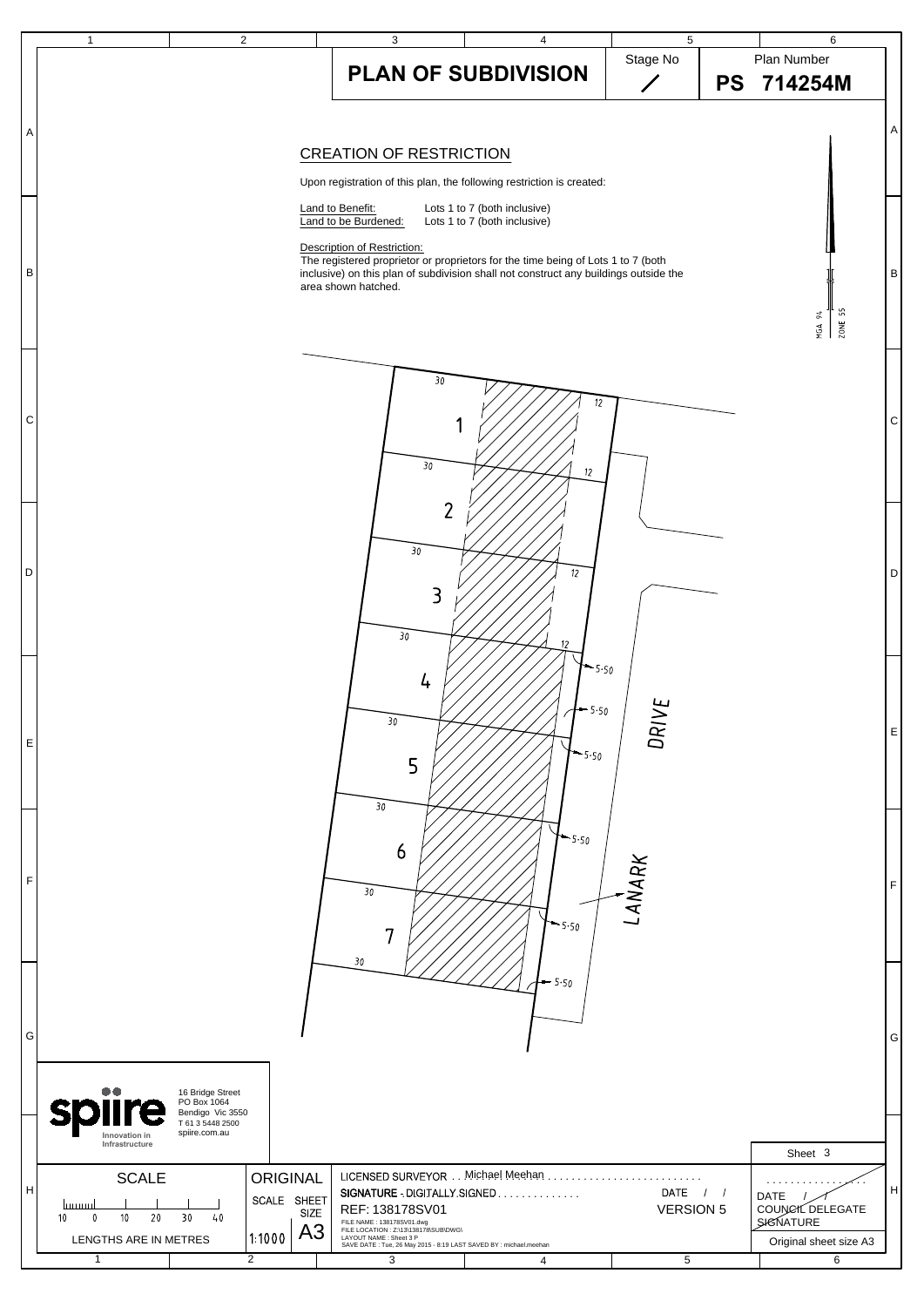# PLAN OF SUBDIVISION

Stage No /

Plan Number

**PS 714254M**

## CREATION OF RESTRICTION

Upon registration of this plan, the following restriction is created:

Land to Benefit: Lots 1 to 7 (both inclusive)
Land to be Burdened: Lots 1 to 7 (both inclusive)

Description of Restriction:
The registered proprietor or proprietors for the time being of Lots 1 to 7 (both inclusive) on this plan of subdivision shall not construct any buildings outside the area shown hatched.

MGA 94 ZONE 55

1 2 3 4 5 6 7

30 30 30 30 30 30 30 30

12 12 12 12

5·50 5·50 5·50 5·50 5·50 5·50

LANARK DRIVE

spiire
Innovation in Infrastructure

16 Bridge Street
PO Box 1064
Bendigo Vic 3550
T 61 3 5448 2500
spiire.com.au

Sheet 3

SCALE

10 0 10 20 30 40

LENGTHS ARE IN METRES

ORIGINAL SCALE 1:1000

SHEET SIZE A3

LICENSED SURVEYOR . . Michael Meehan
SIGNATURE - DIGITALLY SIGNED
REF: 138178SV01
FILE NAME : 138178SV01.dwg
FILE LOCATION : Z:\13\138178\SUB\DWG\
LAYOUT NAME : Sheet 3 P
SAVE DATE : Tue, 26 May 2015 - 8:19 LAST SAVED BY : michael.meehan

DATE / /
VERSION 5

DATE / /
COUNCIL DELEGATE SIGNATURE

Original sheet size A3